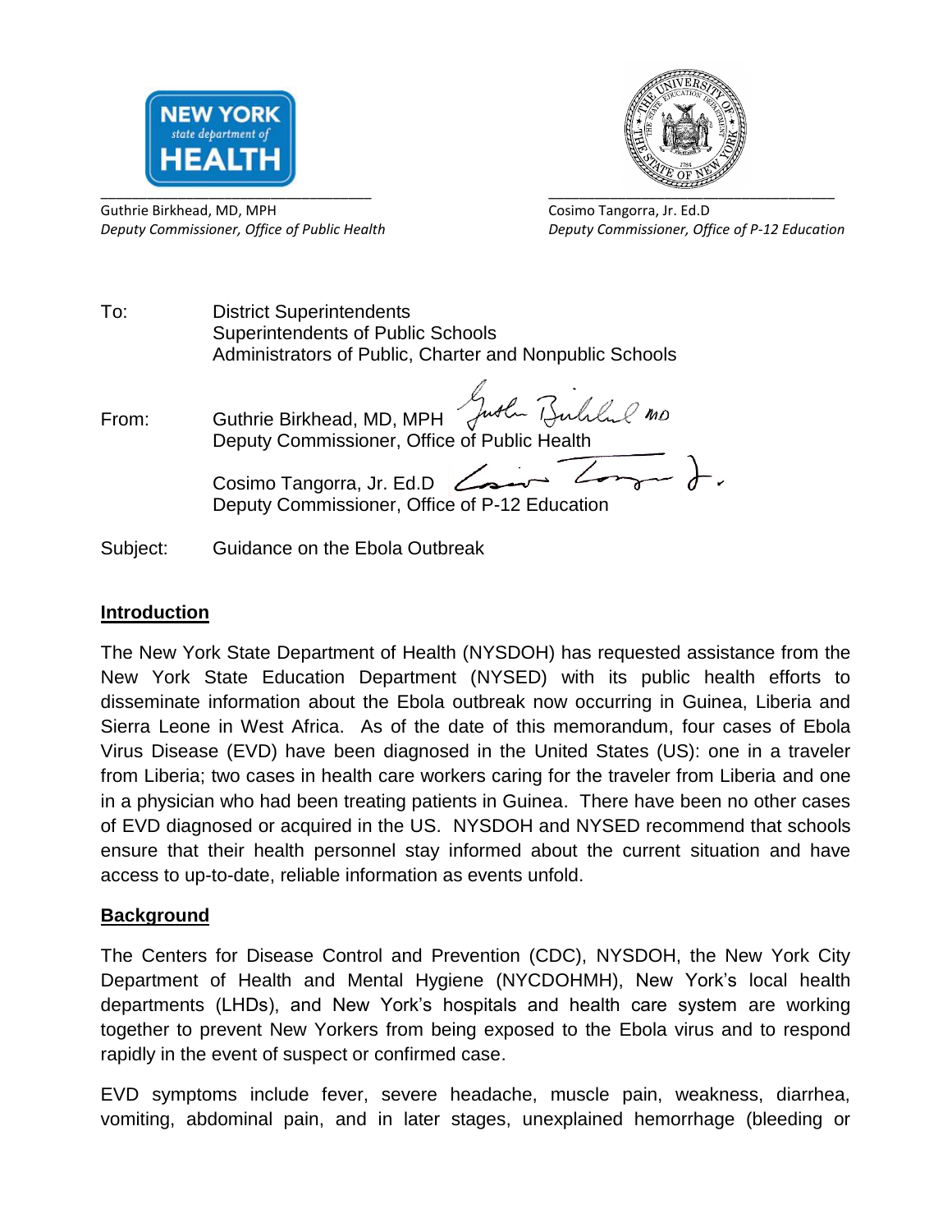Guthrie Birkhead, MD, MPH
*Deputy Commissioner, Office of Public Health*

Cosimo Tangorra, Jr. Ed.D
*Deputy Commissioner, Office of P-12 Education*

To: District Superintendents
Superintendents of Public Schools
Administrators of Public, Charter and Nonpublic Schools

From: Guthrie Birkhead, MD, MPH
Deputy Commissioner, Office of Public Health

Cosimo Tangorra, Jr. Ed.D
Deputy Commissioner, Office of P-12 Education

Subject: Guidance on the Ebola Outbreak

## Introduction

The New York State Department of Health (NYSDOH) has requested assistance from the New York State Education Department (NYSED) with its public health efforts to disseminate information about the Ebola outbreak now occurring in Guinea, Liberia and Sierra Leone in West Africa. As of the date of this memorandum, four cases of Ebola Virus Disease (EVD) have been diagnosed in the United States (US): one in a traveler from Liberia; two cases in health care workers caring for the traveler from Liberia and one in a physician who had been treating patients in Guinea. There have been no other cases of EVD diagnosed or acquired in the US. NYSDOH and NYSED recommend that schools ensure that their health personnel stay informed about the current situation and have access to up-to-date, reliable information as events unfold.

## Background

The Centers for Disease Control and Prevention (CDC), NYSDOH, the New York City Department of Health and Mental Hygiene (NYCDOHMH), New York's local health departments (LHDs), and New York's hospitals and health care system are working together to prevent New Yorkers from being exposed to the Ebola virus and to respond rapidly in the event of suspect or confirmed case.

EVD symptoms include fever, severe headache, muscle pain, weakness, diarrhea, vomiting, abdominal pain, and in later stages, unexplained hemorrhage (bleeding or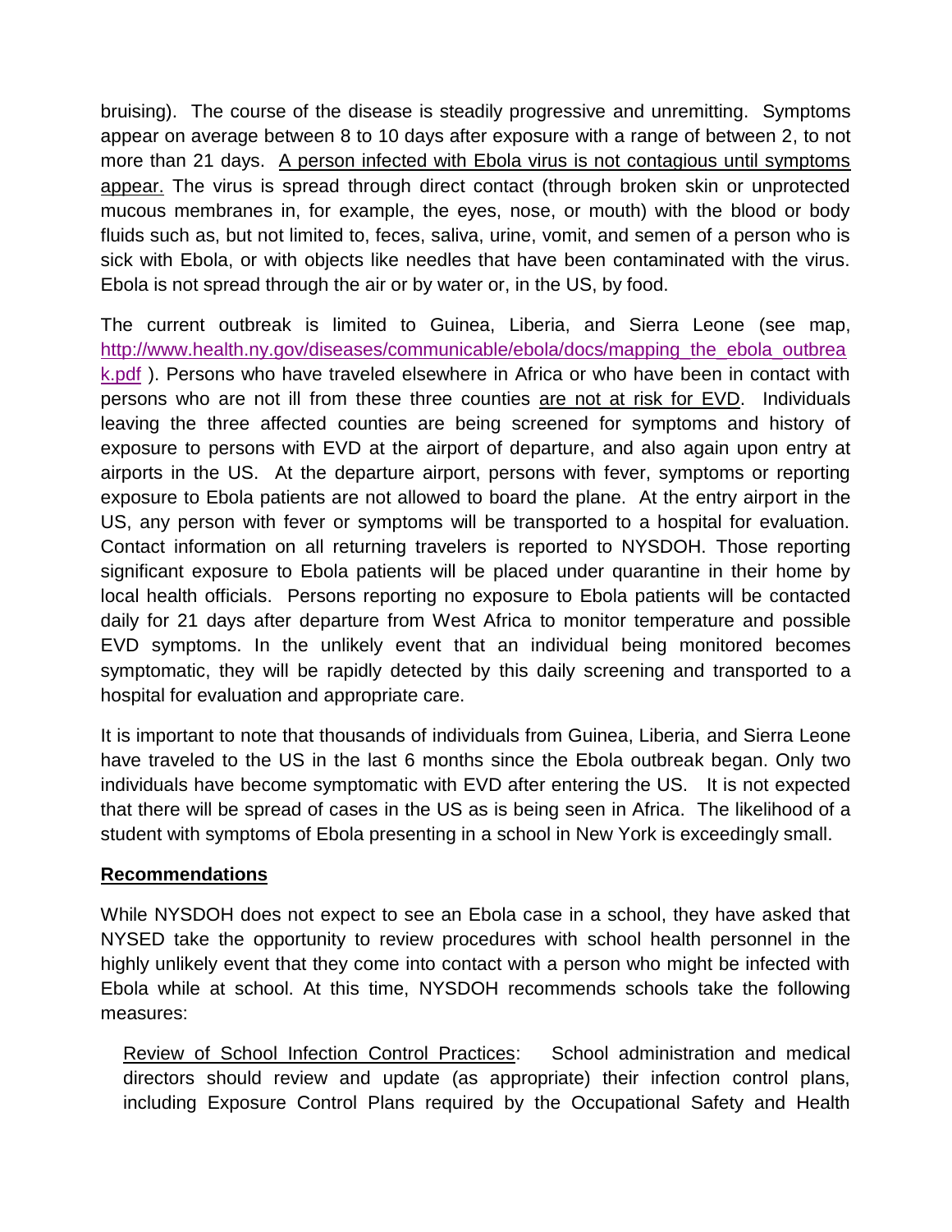bruising). The course of the disease is steadily progressive and unremitting. Symptoms appear on average between 8 to 10 days after exposure with a range of between 2, to not more than 21 days. <u>A person infected with Ebola virus is not contagious until symptoms appear.</u> The virus is spread through direct contact (through broken skin or unprotected mucous membranes in, for example, the eyes, nose, or mouth) with the blood or body fluids such as, but not limited to, feces, saliva, urine, vomit, and semen of a person who is sick with Ebola, or with objects like needles that have been contaminated with the virus. Ebola is not spread through the air or by water or, in the US, by food.

The current outbreak is limited to Guinea, Liberia, and Sierra Leone (see map, [http://www.health.ny.gov/diseases/communicable/ebola/docs/mapping_the_ebola_outbreak.pdf](http://www.health.ny.gov/diseases/communicable/ebola/docs/mapping_the_ebola_outbreak.pdf) ). Persons who have traveled elsewhere in Africa or who have been in contact with persons who are not ill from these three counties <u>are not at risk for EVD</u>. Individuals leaving the three affected counties are being screened for symptoms and history of exposure to persons with EVD at the airport of departure, and also again upon entry at airports in the US. At the departure airport, persons with fever, symptoms or reporting exposure to Ebola patients are not allowed to board the plane. At the entry airport in the US, any person with fever or symptoms will be transported to a hospital for evaluation. Contact information on all returning travelers is reported to NYSDOH. Those reporting significant exposure to Ebola patients will be placed under quarantine in their home by local health officials. Persons reporting no exposure to Ebola patients will be contacted daily for 21 days after departure from West Africa to monitor temperature and possible EVD symptoms. In the unlikely event that an individual being monitored becomes symptomatic, they will be rapidly detected by this daily screening and transported to a hospital for evaluation and appropriate care.

It is important to note that thousands of individuals from Guinea, Liberia, and Sierra Leone have traveled to the US in the last 6 months since the Ebola outbreak began. Only two individuals have become symptomatic with EVD after entering the US. It is not expected that there will be spread of cases in the US as is being seen in Africa. The likelihood of a student with symptoms of Ebola presenting in a school in New York is exceedingly small.

## <u>**Recommendations**</u>

While NYSDOH does not expect to see an Ebola case in a school, they have asked that NYSED take the opportunity to review procedures with school health personnel in the highly unlikely event that they come into contact with a person who might be infected with Ebola while at school. At this time, NYSDOH recommends schools take the following measures:

<u>Review of School Infection Control Practices</u>: School administration and medical directors should review and update (as appropriate) their infection control plans, including Exposure Control Plans required by the Occupational Safety and Health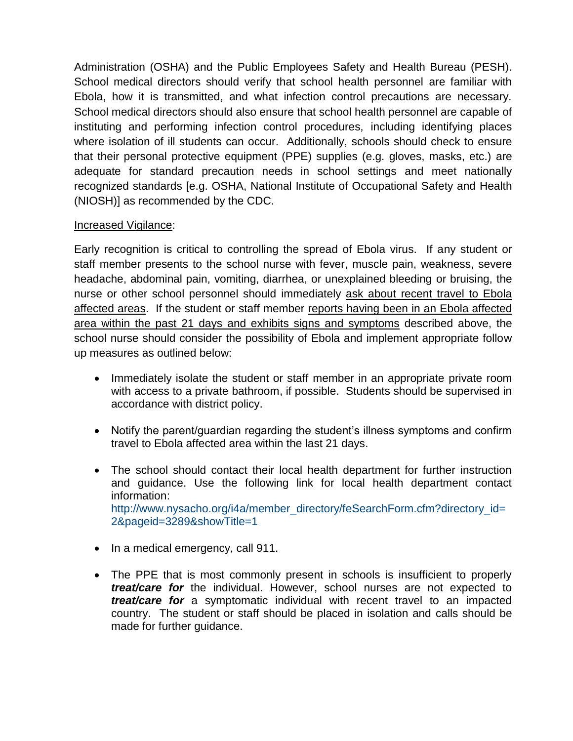Administration (OSHA) and the Public Employees Safety and Health Bureau (PESH). School medical directors should verify that school health personnel are familiar with Ebola, how it is transmitted, and what infection control precautions are necessary. School medical directors should also ensure that school health personnel are capable of instituting and performing infection control procedures, including identifying places where isolation of ill students can occur. Additionally, schools should check to ensure that their personal protective equipment (PPE) supplies (e.g. gloves, masks, etc.) are adequate for standard precaution needs in school settings and meet nationally recognized standards [e.g. OSHA, National Institute of Occupational Safety and Health (NIOSH)] as recommended by the CDC.

Increased Vigilance:

Early recognition is critical to controlling the spread of Ebola virus. If any student or staff member presents to the school nurse with fever, muscle pain, weakness, severe headache, abdominal pain, vomiting, diarrhea, or unexplained bleeding or bruising, the nurse or other school personnel should immediately ask about recent travel to Ebola affected areas. If the student or staff member reports having been in an Ebola affected area within the past 21 days and exhibits signs and symptoms described above, the school nurse should consider the possibility of Ebola and implement appropriate follow up measures as outlined below:

- Immediately isolate the student or staff member in an appropriate private room with access to a private bathroom, if possible. Students should be supervised in accordance with district policy.

- Notify the parent/guardian regarding the student's illness symptoms and confirm travel to Ebola affected area within the last 21 days.

- The school should contact their local health department for further instruction and guidance. Use the following link for local health department contact information: http://www.nysacho.org/i4a/member_directory/feSearchForm.cfm?directory_id=2&pageid=3289&showTitle=1

- In a medical emergency, call 911.

- The PPE that is most commonly present in schools is insufficient to properly ***treat/care for*** the individual. However, school nurses are not expected to ***treat/care for*** a symptomatic individual with recent travel to an impacted country. The student or staff should be placed in isolation and calls should be made for further guidance.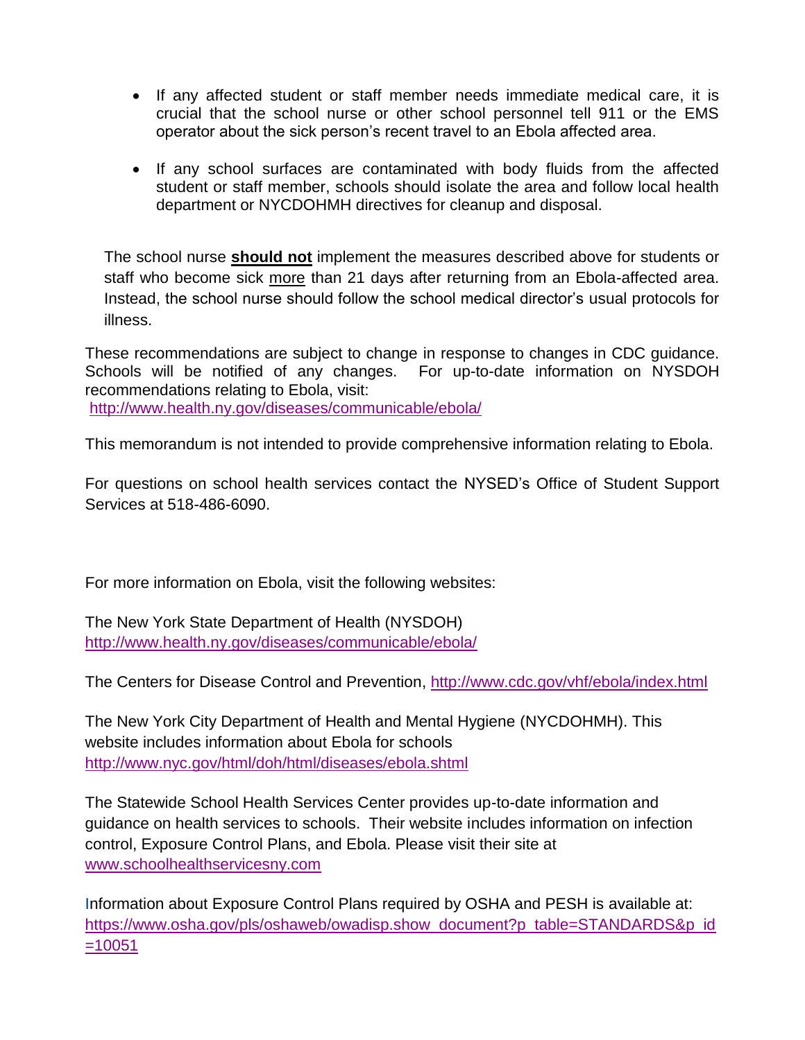- If any affected student or staff member needs immediate medical care, it is crucial that the school nurse or other school personnel tell 911 or the EMS operator about the sick person's recent travel to an Ebola affected area.

- If any school surfaces are contaminated with body fluids from the affected student or staff member, schools should isolate the area and follow local health department or NYCDOHMH directives for cleanup and disposal.

The school nurse **should not** implement the measures described above for students or staff who become sick more than 21 days after returning from an Ebola-affected area. Instead, the school nurse should follow the school medical director's usual protocols for illness.

These recommendations are subject to change in response to changes in CDC guidance. Schools will be notified of any changes. For up-to-date information on NYSDOH recommendations relating to Ebola, visit:
http://www.health.ny.gov/diseases/communicable/ebola/

This memorandum is not intended to provide comprehensive information relating to Ebola.

For questions on school health services contact the NYSED's Office of Student Support Services at 518-486-6090.

For more information on Ebola, visit the following websites:

The New York State Department of Health (NYSDOH)
http://www.health.ny.gov/diseases/communicable/ebola/

The Centers for Disease Control and Prevention, http://www.cdc.gov/vhf/ebola/index.html

The New York City Department of Health and Mental Hygiene (NYCDOHMH). This website includes information about Ebola for schools
http://www.nyc.gov/html/doh/html/diseases/ebola.shtml

The Statewide School Health Services Center provides up-to-date information and guidance on health services to schools. Their website includes information on infection control, Exposure Control Plans, and Ebola. Please visit their site at
www.schoolhealthservicesny.com

Information about Exposure Control Plans required by OSHA and PESH is available at:
https://www.osha.gov/pls/oshaweb/owadisp.show_document?p_table=STANDARDS&p_id=10051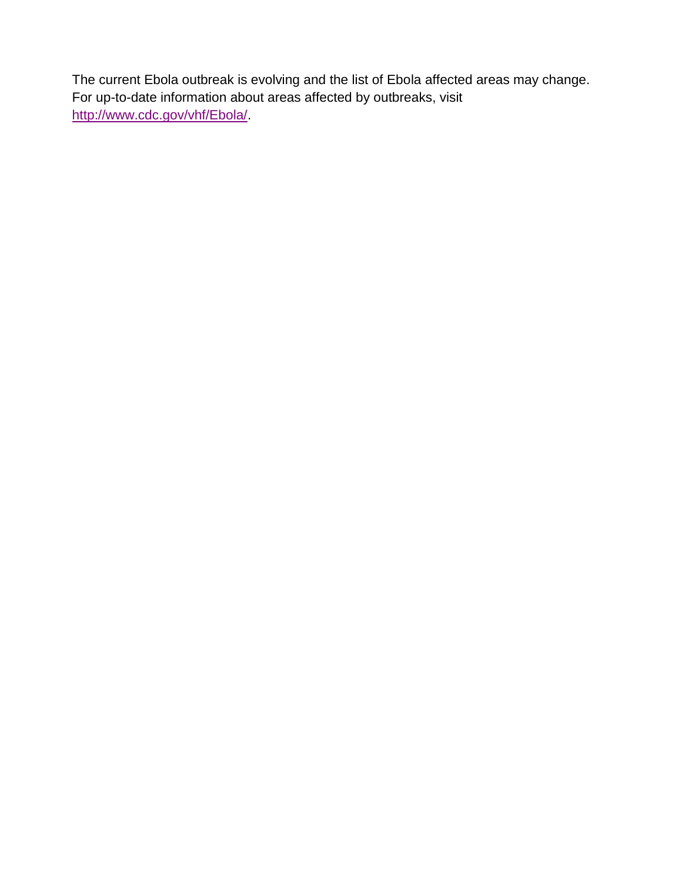The current Ebola outbreak is evolving and the list of Ebola affected areas may change. For up-to-date information about areas affected by outbreaks, visit [http://www.cdc.gov/vhf/Ebola/](http://www.cdc.gov/vhf/Ebola/).